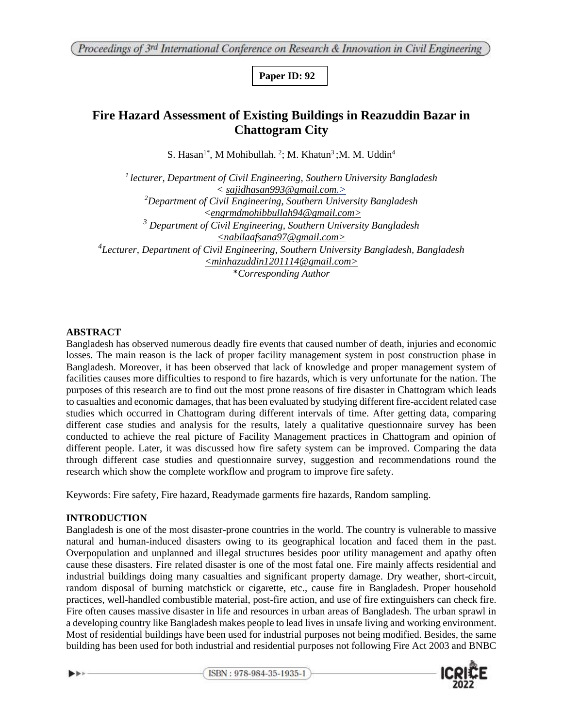**Paper ID: 92**

# Fire Hazard Assessment of Existing Buildings in Reazuddin Bazar in Chattogram City

S. Hasan[1*], M Mohibullah. [2]; M. Khatun[3]; M. M. Uddin[4]

*[1] lecturer, Department of Civil Engineering, Southern University Bangladesh*
*< sajidhasan993@gmail.com.>*
*[2]Department of Civil Engineering, Southern University Bangladesh*
*<engrmdmohibbullah94@gmail.com>*
*[3] Department of Civil Engineering, Southern University Bangladesh*
*<nabilaafsana97@gmail.com>*
*[4]Lecturer, Department of Civil Engineering, Southern University Bangladesh, Bangladesh*
*<minhazuddin1201114@gmail.com>*
**Corresponding Author*

## ABSTRACT

Bangladesh has observed numerous deadly fire events that caused number of death, injuries and economic losses. The main reason is the lack of proper facility management system in post construction phase in Bangladesh. Moreover, it has been observed that lack of knowledge and proper management system of facilities causes more difficulties to respond to fire hazards, which is very unfortunate for the nation. The purposes of this research are to find out the most prone reasons of fire disaster in Chattogram which leads to casualties and economic damages, that has been evaluated by studying different fire-accident related case studies which occurred in Chattogram during different intervals of time. After getting data, comparing different case studies and analysis for the results, lately a qualitative questionnaire survey has been conducted to achieve the real picture of Facility Management practices in Chattogram and opinion of different people. Later, it was discussed how fire safety system can be improved. Comparing the data through different case studies and questionnaire survey, suggestion and recommendations round the research which show the complete workflow and program to improve fire safety.

Keywords: Fire safety, Fire hazard, Readymade garments fire hazards, Random sampling.

## INTRODUCTION

Bangladesh is one of the most disaster-prone countries in the world. The country is vulnerable to massive natural and human-induced disasters owing to its geographical location and faced them in the past. Overpopulation and unplanned and illegal structures besides poor utility management and apathy often cause these disasters. Fire related disaster is one of the most fatal one. Fire mainly affects residential and industrial buildings doing many casualties and significant property damage. Dry weather, short-circuit, random disposal of burning matchstick or cigarette, etc., cause fire in Bangladesh. Proper household practices, well-handled combustible material, post-fire action, and use of fire extinguishers can check fire. Fire often causes massive disaster in life and resources in urban areas of Bangladesh. The urban sprawl in a developing country like Bangladesh makes people to lead lives in unsafe living and working environment. Most of residential buildings have been used for industrial purposes not being modified. Besides, the same building has been used for both industrial and residential purposes not following Fire Act 2003 and BNBC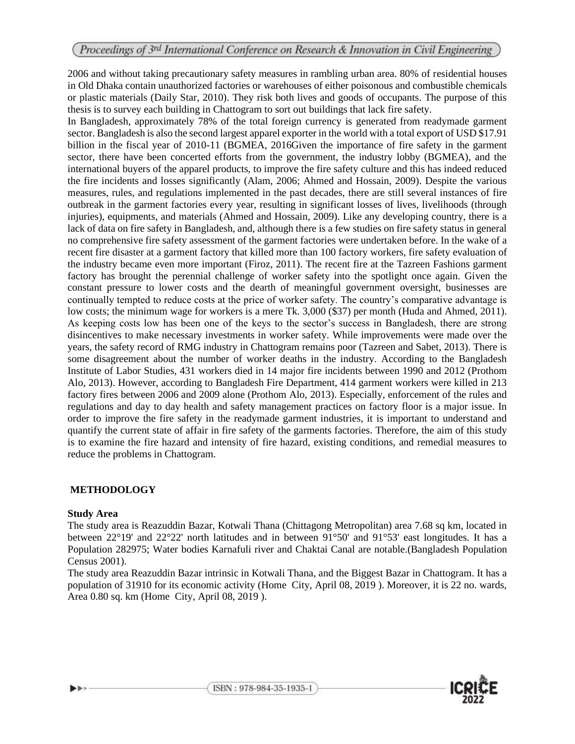2006 and without taking precautionary safety measures in rambling urban area. 80% of residential houses in Old Dhaka contain unauthorized factories or warehouses of either poisonous and combustible chemicals or plastic materials (Daily Star, 2010). They risk both lives and goods of occupants. The purpose of this thesis is to survey each building in Chattogram to sort out buildings that lack fire safety.

In Bangladesh, approximately 78% of the total foreign currency is generated from readymade garment sector. Bangladesh is also the second largest apparel exporter in the world with a total export of USD $17.91 billion in the fiscal year of 2010-11 (BGMEA, 2016Given the importance of fire safety in the garment sector, there have been concerted efforts from the government, the industry lobby (BGMEA), and the international buyers of the apparel products, to improve the fire safety culture and this has indeed reduced the fire incidents and losses significantly (Alam, 2006; Ahmed and Hossain, 2009). Despite the various measures, rules, and regulations implemented in the past decades, there are still several instances of fire outbreak in the garment factories every year, resulting in significant losses of lives, livelihoods (through injuries), equipments, and materials (Ahmed and Hossain, 2009). Like any developing country, there is a lack of data on fire safety in Bangladesh, and, although there is a few studies on fire safety status in general no comprehensive fire safety assessment of the garment factories were undertaken before. In the wake of a recent fire disaster at a garment factory that killed more than 100 factory workers, fire safety evaluation of the industry became even more important (Firoz, 2011). The recent fire at the Tazreen Fashions garment factory has brought the perennial challenge of worker safety into the spotlight once again. Given the constant pressure to lower costs and the dearth of meaningful government oversight, businesses are continually tempted to reduce costs at the price of worker safety. The country's comparative advantage is low costs; the minimum wage for workers is a mere Tk. 3,000 ($37) per month (Huda and Ahmed, 2011). As keeping costs low has been one of the keys to the sector's success in Bangladesh, there are strong disincentives to make necessary investments in worker safety. While improvements were made over the years, the safety record of RMG industry in Chattogram remains poor (Tazreen and Sabet, 2013). There is some disagreement about the number of worker deaths in the industry. According to the Bangladesh Institute of Labor Studies, 431 workers died in 14 major fire incidents between 1990 and 2012 (Prothom Alo, 2013). However, according to Bangladesh Fire Department, 414 garment workers were killed in 213 factory fires between 2006 and 2009 alone (Prothom Alo, 2013). Especially, enforcement of the rules and regulations and day to day health and safety management practices on factory floor is a major issue. In order to improve the fire safety in the readymade garment industries, it is important to understand and quantify the current state of affair in fire safety of the garments factories. Therefore, the aim of this study is to examine the fire hazard and intensity of fire hazard, existing conditions, and remedial measures to reduce the problems in Chattogram.

## METHODOLOGY

### Study Area

The study area is Reazuddin Bazar, Kotwali Thana (Chittagong Metropolitan) area 7.68 sq km, located in between 22°19' and 22°22' north latitudes and in between 91°50' and 91°53' east longitudes. It has a Population 282975; Water bodies Karnafuli river and Chaktai Canal are notable.(Bangladesh Population Census 2001).

The study area Reazuddin Bazar intrinsic in Kotwali Thana, and the Biggest Bazar in Chattogram. It has a population of 31910 for its economic activity (Home City, April 08, 2019 ). Moreover, it is 22 no. wards, Area 0.80 sq. km (Home City, April 08, 2019 ).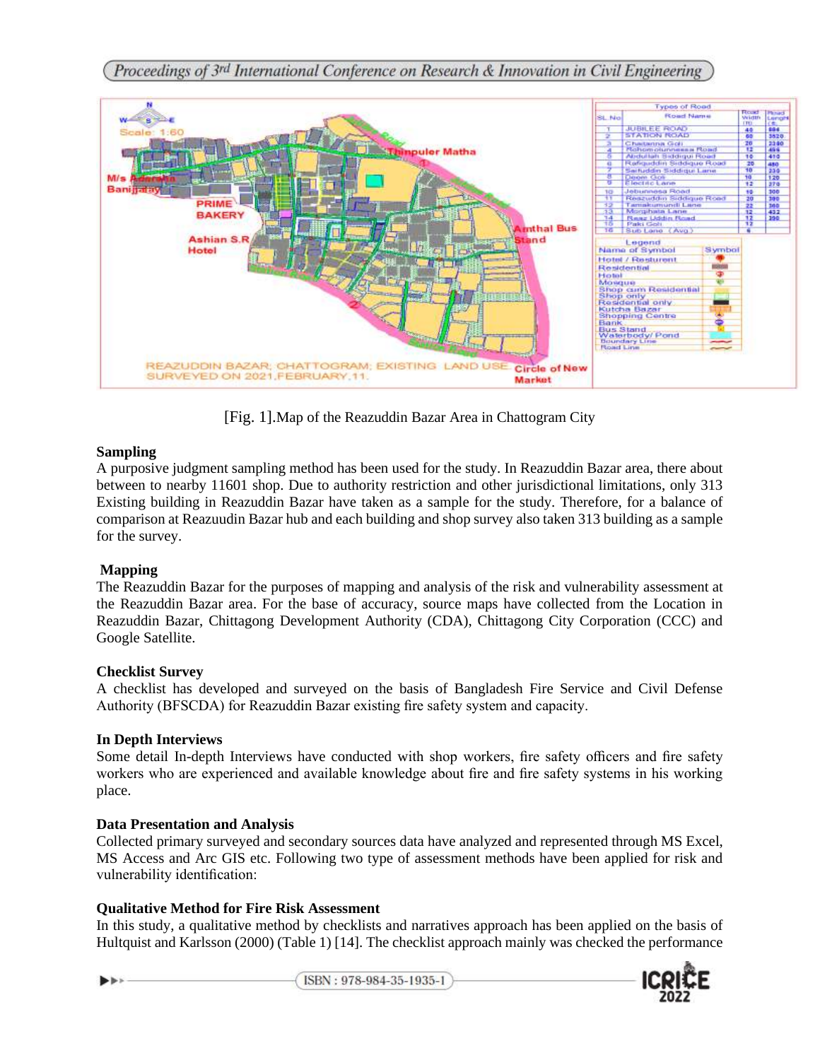[Fig. 1].Map of the Reazuddin Bazar Area in Chattogram City

**Sampling**

A purposive judgment sampling method has been used for the study. In Reazuddin Bazar area, there about between to nearby 11601 shop. Due to authority restriction and other jurisdictional limitations, only 313 Existing building in Reazuddin Bazar have taken as a sample for the study. Therefore, for a balance of comparison at Reazuudin Bazar hub and each building and shop survey also taken 313 building as a sample for the survey.

**Mapping**

The Reazuddin Bazar for the purposes of mapping and analysis of the risk and vulnerability assessment at the Reazuddin Bazar area. For the base of accuracy, source maps have collected from the Location in Reazuddin Bazar, Chittagong Development Authority (CDA), Chittagong City Corporation (CCC) and Google Satellite.

**Checklist Survey**

A checklist has developed and surveyed on the basis of Bangladesh Fire Service and Civil Defense Authority (BFSCDA) for Reazuddin Bazar existing fire safety system and capacity.

**In Depth Interviews**

Some detail In-depth Interviews have conducted with shop workers, fire safety officers and fire safety workers who are experienced and available knowledge about fire and fire safety systems in his working place.

**Data Presentation and Analysis**

Collected primary surveyed and secondary sources data have analyzed and represented through MS Excel, MS Access and Arc GIS etc. Following two type of assessment methods have been applied for risk and vulnerability identification:

**Qualitative Method for Fire Risk Assessment**

In this study, a qualitative method by checklists and narratives approach has been applied on the basis of Hultquist and Karlsson (2000) (Table 1) [14]. The checklist approach mainly was checked the performance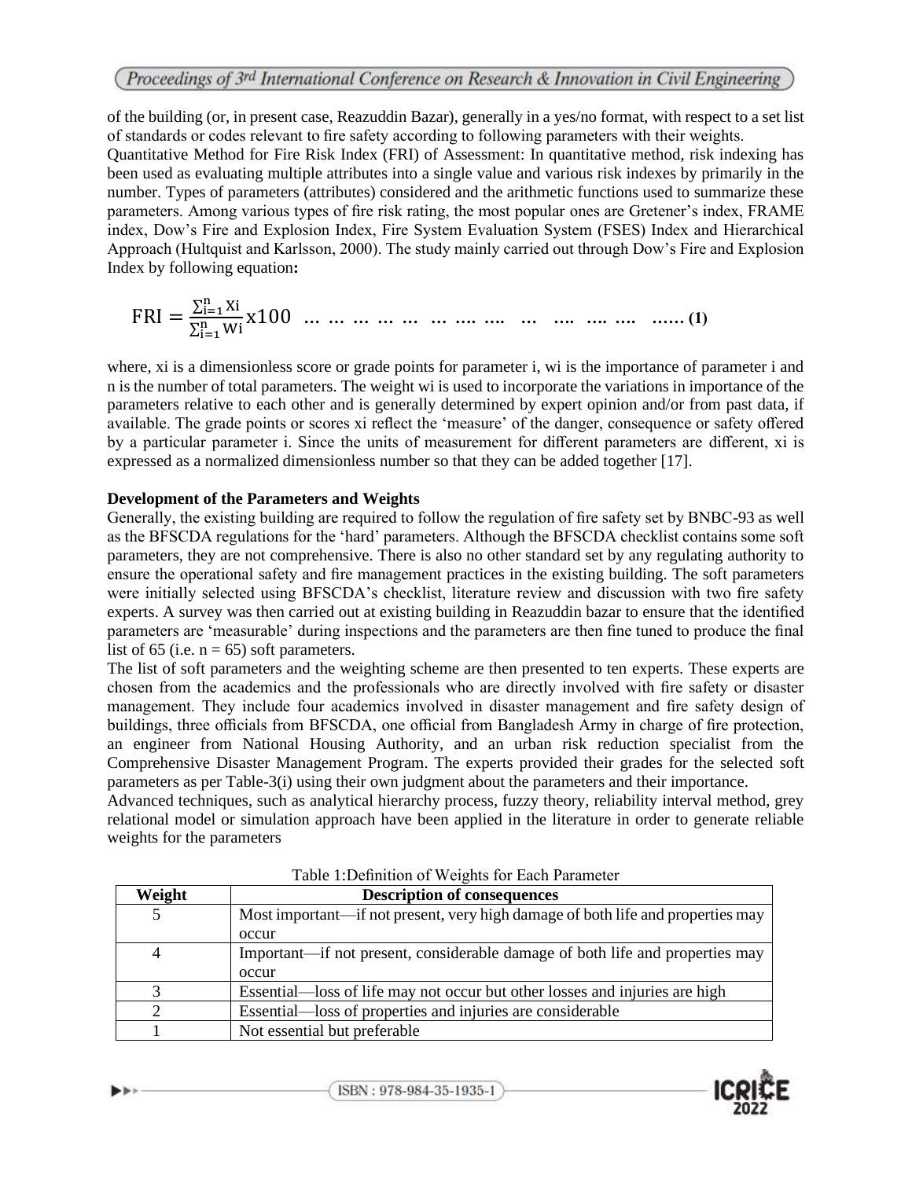of the building (or, in present case, Reazuddin Bazar), generally in a yes/no format, with respect to a set list of standards or codes relevant to fire safety according to following parameters with their weights.

Quantitative Method for Fire Risk Index (FRI) of Assessment: In quantitative method, risk indexing has been used as evaluating multiple attributes into a single value and various risk indexes by primarily in the number. Types of parameters (attributes) considered and the arithmetic functions used to summarize these parameters. Among various types of fire risk rating, the most popular ones are Gretener's index, FRAME index, Dow's Fire and Explosion Index, Fire System Evaluation System (FSES) Index and Hierarchical Approach (Hultquist and Karlsson, 2000). The study mainly carried out through Dow's Fire and Explosion Index by following equation**:**

$$\mathrm{FRI} = \frac{\sum_{i=1}^{n} \mathrm{Xi}}{\sum_{i=1}^{n} \mathrm{Wi}} \mathrm{x}100 \quad \textbf{(1)}$$

where, xi is a dimensionless score or grade points for parameter i, wi is the importance of parameter i and n is the number of total parameters. The weight wi is used to incorporate the variations in importance of the parameters relative to each other and is generally determined by expert opinion and/or from past data, if available. The grade points or scores xi reflect the 'measure' of the danger, consequence or safety offered by a particular parameter i. Since the units of measurement for different parameters are different, xi is expressed as a normalized dimensionless number so that they can be added together [17].

**Development of the Parameters and Weights**

Generally, the existing building are required to follow the regulation of fire safety set by BNBC-93 as well as the BFSCDA regulations for the 'hard' parameters. Although the BFSCDA checklist contains some soft parameters, they are not comprehensive. There is also no other standard set by any regulating authority to ensure the operational safety and fire management practices in the existing building. The soft parameters were initially selected using BFSCDA's checklist, literature review and discussion with two fire safety experts. A survey was then carried out at existing building in Reazuddin bazar to ensure that the identified parameters are 'measurable' during inspections and the parameters are then fine tuned to produce the final list of 65 (i.e. n = 65) soft parameters.

The list of soft parameters and the weighting scheme are then presented to ten experts. These experts are chosen from the academics and the professionals who are directly involved with fire safety or disaster management. They include four academics involved in disaster management and fire safety design of buildings, three officials from BFSCDA, one official from Bangladesh Army in charge of fire protection, an engineer from National Housing Authority, and an urban risk reduction specialist from the Comprehensive Disaster Management Program. The experts provided their grades for the selected soft parameters as per Table-3(i) using their own judgment about the parameters and their importance.

Advanced techniques, such as analytical hierarchy process, fuzzy theory, reliability interval method, grey relational model or simulation approach have been applied in the literature in order to generate reliable weights for the parameters

Table 1:Definition of Weights for Each Parameter

| Weight | Description of consequences |
|---|---|
| 5 | Most important—if not present, very high damage of both life and properties may occur |
| 4 | Important—if not present, considerable damage of both life and properties may occur |
| 3 | Essential—loss of life may not occur but other losses and injuries are high |
| 2 | Essential—loss of properties and injuries are considerable |
| 1 | Not essential but preferable |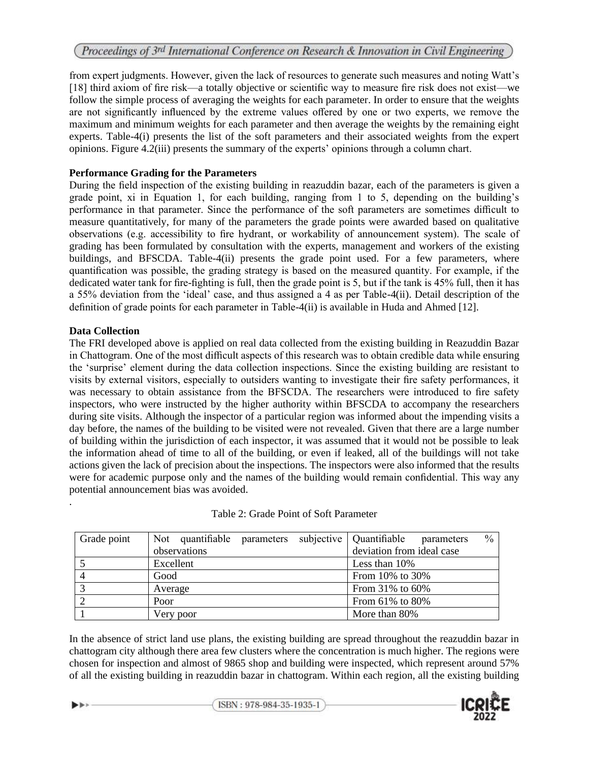from expert judgments. However, given the lack of resources to generate such measures and noting Watt's [18] third axiom of fire risk—a totally objective or scientific way to measure fire risk does not exist—we follow the simple process of averaging the weights for each parameter. In order to ensure that the weights are not significantly influenced by the extreme values offered by one or two experts, we remove the maximum and minimum weights for each parameter and then average the weights by the remaining eight experts. Table-4(i) presents the list of the soft parameters and their associated weights from the expert opinions. Figure 4.2(iii) presents the summary of the experts' opinions through a column chart.

**Performance Grading for the Parameters**

During the field inspection of the existing building in reazuddin bazar, each of the parameters is given a grade point, xi in Equation 1, for each building, ranging from 1 to 5, depending on the building's performance in that parameter. Since the performance of the soft parameters are sometimes difficult to measure quantitatively, for many of the parameters the grade points were awarded based on qualitative observations (e.g. accessibility to fire hydrant, or workability of announcement system). The scale of grading has been formulated by consultation with the experts, management and workers of the existing buildings, and BFSCDA. Table-4(ii) presents the grade point used. For a few parameters, where quantification was possible, the grading strategy is based on the measured quantity. For example, if the dedicated water tank for fire-fighting is full, then the grade point is 5, but if the tank is 45% full, then it has a 55% deviation from the 'ideal' case, and thus assigned a 4 as per Table-4(ii). Detail description of the definition of grade points for each parameter in Table-4(ii) is available in Huda and Ahmed [12].

**Data Collection**

The FRI developed above is applied on real data collected from the existing building in Reazuddin Bazar in Chattogram. One of the most difficult aspects of this research was to obtain credible data while ensuring the 'surprise' element during the data collection inspections. Since the existing building are resistant to visits by external visitors, especially to outsiders wanting to investigate their fire safety performances, it was necessary to obtain assistance from the BFSCDA. The researchers were introduced to fire safety inspectors, who were instructed by the higher authority within BFSCDA to accompany the researchers during site visits. Although the inspector of a particular region was informed about the impending visits a day before, the names of the building to be visited were not revealed. Given that there are a large number of building within the jurisdiction of each inspector, it was assumed that it would not be possible to leak the information ahead of time to all of the building, or even if leaked, all of the buildings will not take actions given the lack of precision about the inspections. The inspectors were also informed that the results were for academic purpose only and the names of the building would remain confidential. This way any potential announcement bias was avoided.

.

Table 2: Grade Point of Soft Parameter

| Grade point | Not quantifiable parameters subjective observations | Quantifiable parameters % deviation from ideal case |
|---|---|---|
| 5 | Excellent | Less than 10% |
| 4 | Good | From 10% to 30% |
| 3 | Average | From 31% to 60% |
| 2 | Poor | From 61% to 80% |
| 1 | Very poor | More than 80% |

In the absence of strict land use plans, the existing building are spread throughout the reazuddin bazar in chattogram city although there area few clusters where the concentration is much higher. The regions were chosen for inspection and almost of 9865 shop and building were inspected, which represent around 57% of all the existing building in reazuddin bazar in chattogram. Within each region, all the existing building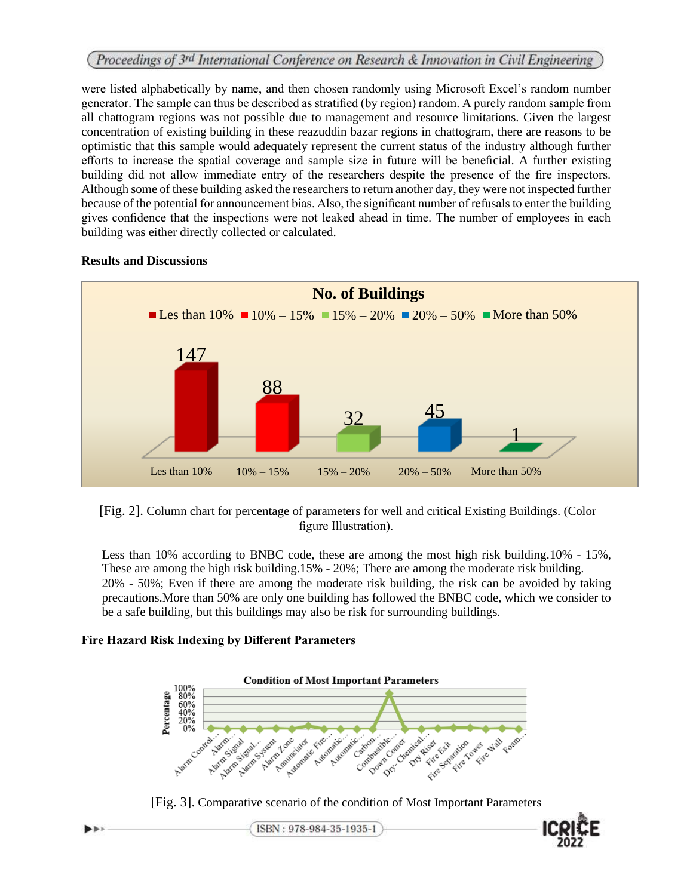were listed alphabetically by name, and then chosen randomly using Microsoft Excel's random number generator. The sample can thus be described as stratified (by region) random. A purely random sample from all chattogram regions was not possible due to management and resource limitations. Given the largest concentration of existing building in these reazuddin bazar regions in chattogram, there are reasons to be optimistic that this sample would adequately represent the current status of the industry although further efforts to increase the spatial coverage and sample size in future will be beneficial. A further existing building did not allow immediate entry of the researchers despite the presence of the fire inspectors. Although some of these building asked the researchers to return another day, they were not inspected further because of the potential for announcement bias. Also, the significant number of refusals to enter the building gives confidence that the inspections were not leaked ahead in time. The number of employees in each building was either directly collected or calculated.

**Results and Discussions**

[Fig. 2]. Column chart for percentage of parameters for well and critical Existing Buildings. (Color figure Illustration).

Less than 10% according to BNBC code, these are among the most high risk building.10% - 15%, These are among the high risk building.15% - 20%; There are among the moderate risk building. 20% - 50%; Even if there are among the moderate risk building, the risk can be avoided by taking precautions.More than 50% are only one building has followed the BNBC code, which we consider to be a safe building, but this buildings may also be risk for surrounding buildings.

**Fire Hazard Risk Indexing by Different Parameters**

[Fig. 3]. Comparative scenario of the condition of Most Important Parameters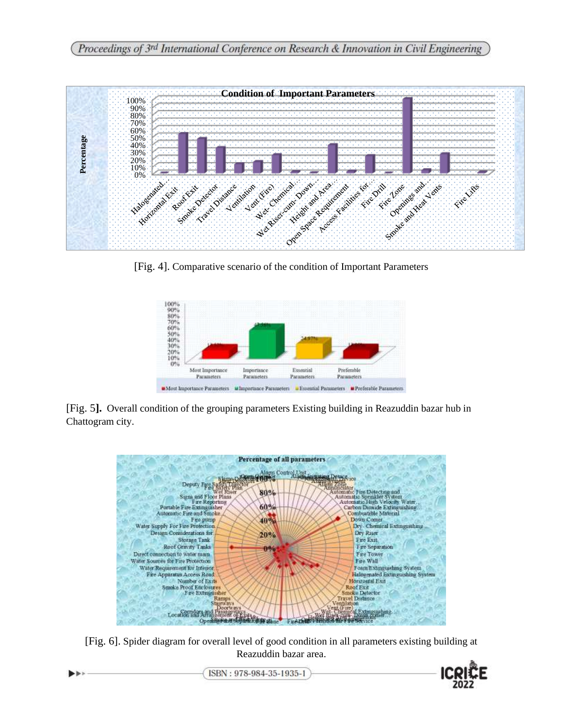[Fig. 4]. Comparative scenario of the condition of Important Parameters

[Fig. 5]. Overall condition of the grouping parameters Existing building in Reazuddin bazar hub in Chattogram city.

[Fig. 6]. Spider diagram for overall level of good condition in all parameters existing building at Reazuddin bazar area.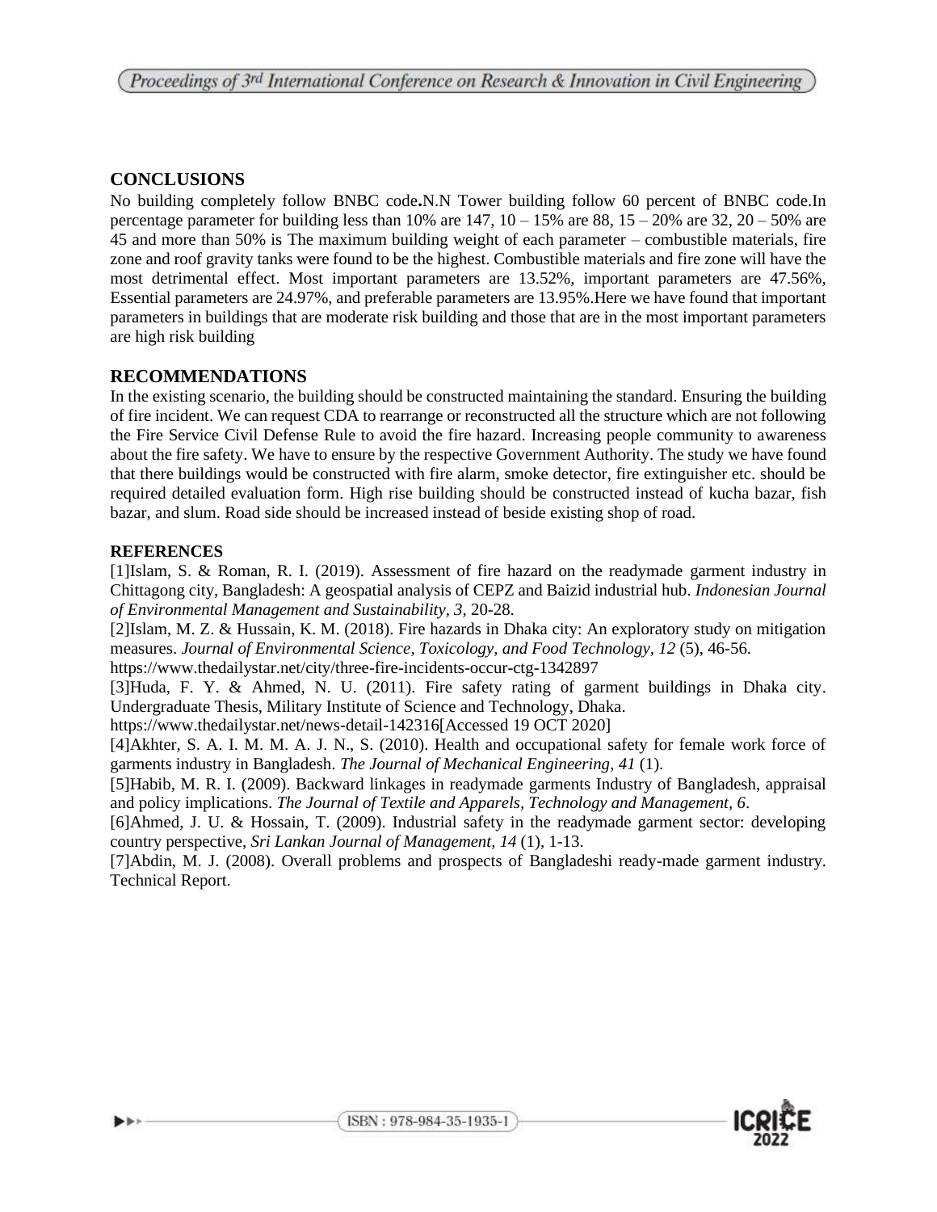## CONCLUSIONS

No building completely follow BNBC code**.**N.N Tower building follow 60 percent of BNBC code.In percentage parameter for building less than 10% are 147, 10 – 15% are 88, 15 – 20% are 32, 20 – 50% are 45 and more than 50% is The maximum building weight of each parameter – combustible materials, fire zone and roof gravity tanks were found to be the highest. Combustible materials and fire zone will have the most detrimental effect. Most important parameters are 13.52%, important parameters are 47.56%, Essential parameters are 24.97%, and preferable parameters are 13.95%.Here we have found that important parameters in buildings that are moderate risk building and those that are in the most important parameters are high risk building

## RECOMMENDATIONS

In the existing scenario, the building should be constructed maintaining the standard. Ensuring the building of fire incident. We can request CDA to rearrange or reconstructed all the structure which are not following the Fire Service Civil Defense Rule to avoid the fire hazard. Increasing people community to awareness about the fire safety. We have to ensure by the respective Government Authority. The study we have found that there buildings would be constructed with fire alarm, smoke detector, fire extinguisher etc. should be required detailed evaluation form. High rise building should be constructed instead of kucha bazar, fish bazar, and slum. Road side should be increased instead of beside existing shop of road.

### REFERENCES

[1]Islam, S. & Roman, R. I. (2019). Assessment of fire hazard on the readymade garment industry in Chittagong city, Bangladesh: A geospatial analysis of CEPZ and Baizid industrial hub. *Indonesian Journal of Environmental Management and Sustainability, 3,* 20-28.

[2]Islam, M. Z. & Hussain, K. M. (2018). Fire hazards in Dhaka city: An exploratory study on mitigation measures. *Journal of Environmental Science, Toxicology, and Food Technology, 12* (5), 46-56.
https://www.thedailystar.net/city/three-fire-incidents-occur-ctg-1342897

[3]Huda, F. Y. & Ahmed, N. U. (2011). Fire safety rating of garment buildings in Dhaka city. Undergraduate Thesis, Military Institute of Science and Technology, Dhaka.
https://www.thedailystar.net/news-detail-142316[Accessed 19 OCT 2020]

[4]Akhter, S. A. I. M. M. A. J. N., S. (2010). Health and occupational safety for female work force of garments industry in Bangladesh. *The Journal of Mechanical Engineering, 41* (1).

[5]Habib, M. R. I. (2009). Backward linkages in readymade garments Industry of Bangladesh, appraisal and policy implications. *The Journal of Textile and Apparels, Technology and Management, 6*.

[6]Ahmed, J. U. & Hossain, T. (2009). Industrial safety in the readymade garment sector: developing country perspective, *Sri Lankan Journal of Management, 14* (1), 1-13.

[7]Abdin, M. J. (2008). Overall problems and prospects of Bangladeshi ready-made garment industry. Technical Report.